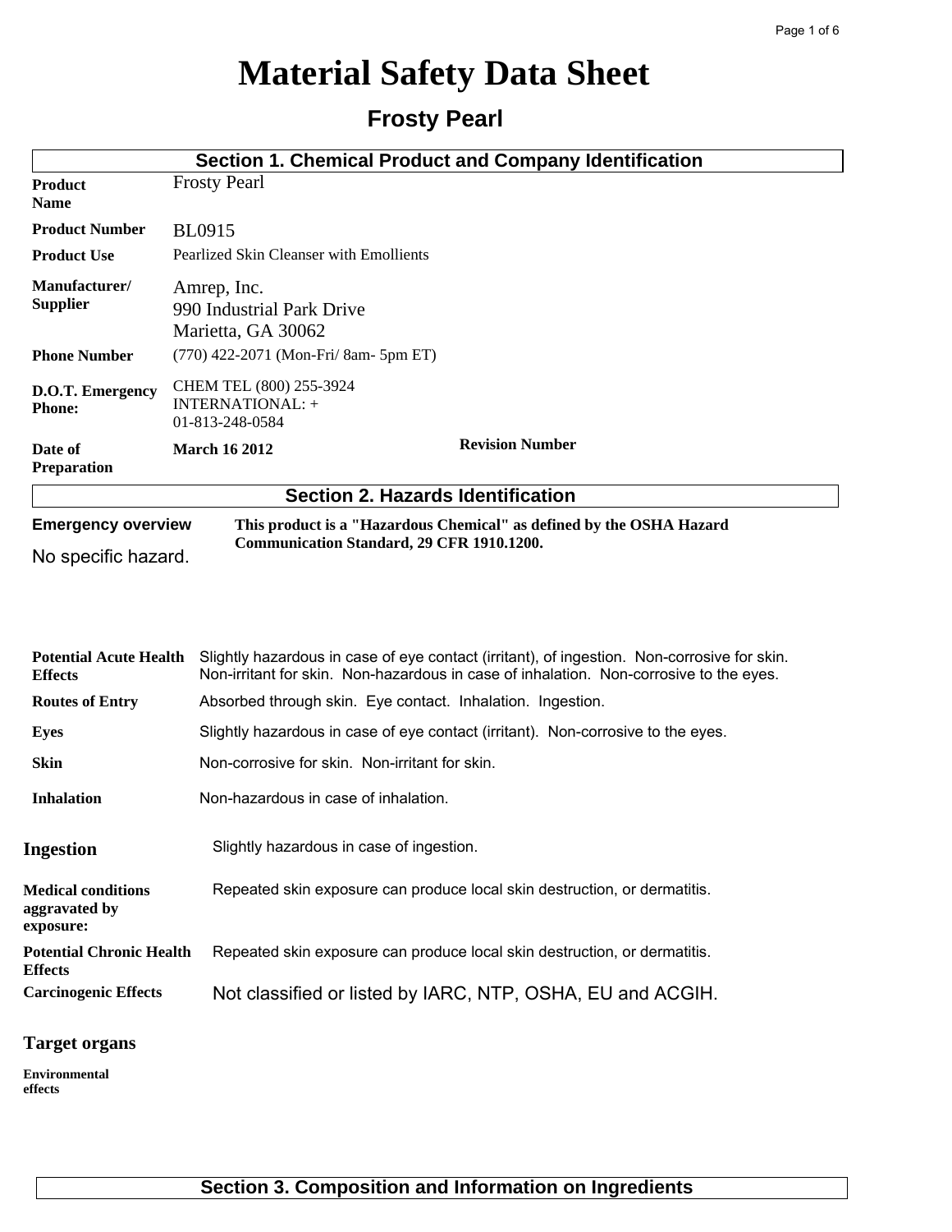# Material Safety Data Sheet

## Frosty Pearl

### Section 1. Chemical Product and Company Identification

| | | | |
|---|---|---|---|
| **Product Name** | Frosty Pearl | | |
| **Product Number** | BL0915 | | |
| **Product Use** | Pearlized Skin Cleanser with Emollients | | |
| **Manufacturer/ Supplier** | Amrep, Inc.<br>990 Industrial Park Drive<br>Marietta, GA 30062 | | |
| **Phone Number** | (770) 422-2071 (Mon-Fri/ 8am- 5pm ET) | | |
| **D.O.T. Emergency Phone:** | CHEM TEL (800) 255-3924<br>INTERNATIONAL: +<br>01-813-248-0584 | | |
| **Date of Preparation** | **March 16 2012** | **Revision Number** | |

### Section 2. Hazards Identification

**Emergency overview**

No specific hazard.

**This product is a "Hazardous Chemical" as defined by the OSHA Hazard Communication Standard, 29 CFR 1910.1200.**

| | |
|---|---|
| **Potential Acute Health Effects** | Slightly hazardous in case of eye contact (irritant), of ingestion. Non-corrosive for skin. Non-irritant for skin. Non-hazardous in case of inhalation. Non-corrosive to the eyes. |
| **Routes of Entry** | Absorbed through skin. Eye contact. Inhalation. Ingestion. |
| **Eyes** | Slightly hazardous in case of eye contact (irritant). Non-corrosive to the eyes. |
| **Skin** | Non-corrosive for skin. Non-irritant for skin. |
| **Inhalation** | Non-hazardous in case of inhalation. |
| **Ingestion** | Slightly hazardous in case of ingestion. |
| **Medical conditions aggravated by exposure:** | Repeated skin exposure can produce local skin destruction, or dermatitis. |
| **Potential Chronic Health Effects** | Repeated skin exposure can produce local skin destruction, or dermatitis. |
| **Carcinogenic Effects** | Not classified or listed by IARC, NTP, OSHA, EU and ACGIH. |
| **Target organs** | |
| **Environmental effects** | |

### Section 3. Composition and Information on Ingredients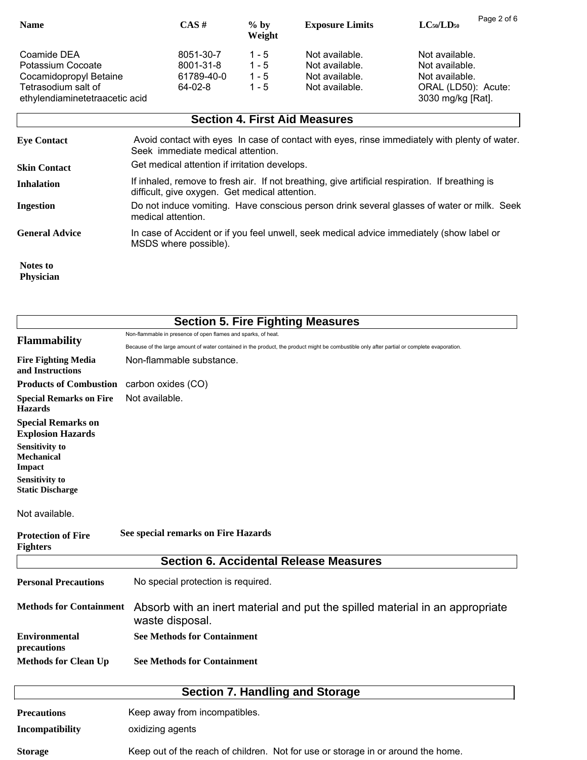| Name | CAS # | % by Weight | Exposure Limits | $LC_{50}/LD_{50}$ |
| --- | --- | --- | --- | --- |
| Coamide DEA | 8051-30-7 | 1 - 5 | Not available. | Not available. |
| Potassium Cocoate | 8001-31-8 | 1 - 5 | Not available. | Not available. |
| Cocamidopropyl Betaine | 61789-40-0 | 1 - 5 | Not available. | Not available. |
| Tetrasodium salt of ethylendiaminetetraacetic acid | 64-02-8 | 1 - 5 | Not available. | ORAL (LD50): Acute: 3030 mg/kg [Rat]. |

## Section 4. First Aid Measures

**Eye Contact** Avoid contact with eyes In case of contact with eyes, rinse immediately with plenty of water. Seek immediate medical attention.

**Skin Contact** Get medical attention if irritation develops.

**Inhalation** If inhaled, remove to fresh air. If not breathing, give artificial respiration. If breathing is difficult, give oxygen. Get medical attention.

**Ingestion** Do not induce vomiting. Have conscious person drink several glasses of water or milk. Seek medical attention.

**General Advice** In case of Accident or if you feel unwell, seek medical advice immediately (show label or MSDS where possible).

**Notes to Physician**

## Section 5. Fire Fighting Measures

**Flammability** Non-flammable in presence of open flames and sparks, of heat.
Because of the large amount of water contained in the product, the product might be combustible only after partial or complete evaporation.

**Fire Fighting Media and Instructions** Non-flammable substance.

**Products of Combustion** carbon oxides (CO)

**Special Remarks on Fire Hazards** Not available.

**Special Remarks on Explosion Hazards**

**Sensitivity to Mechanical Impact**

**Sensitivity to Static Discharge**

Not available.

**Protection of Fire Fighters** **See special remarks on Fire Hazards**

## Section 6. Accidental Release Measures

**Personal Precautions** No special protection is required.

**Methods for Containment** Absorb with an inert material and put the spilled material in an appropriate waste disposal.

**Environmental precautions** **See Methods for Containment**

**Methods for Clean Up** **See Methods for Containment**

## Section 7. Handling and Storage

**Precautions** Keep away from incompatibles.

**Incompatibility** oxidizing agents

**Storage** Keep out of the reach of children. Not for use or storage in or around the home.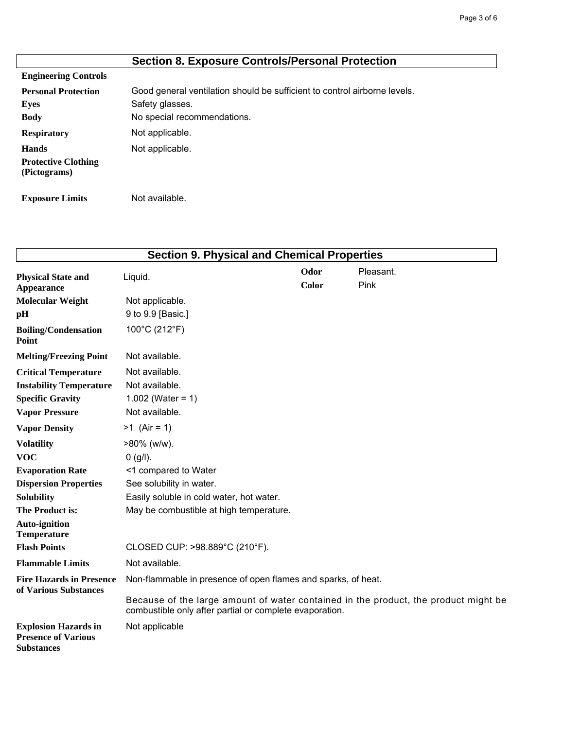## Section 8. Exposure Controls/Personal Protection

| | |
|---|---|
| **Engineering Controls** | |
| **Personal Protection** | Good general ventilation should be sufficient to control airborne levels. |
| **Eyes** | Safety glasses. |
| **Body** | No special recommendations. |
| **Respiratory** | Not applicable. |
| **Hands** | Not applicable. |
| **Protective Clothing (Pictograms)** | |
| **Exposure Limits** | Not available. |

## Section 9. Physical and Chemical Properties

| | | | |
|---|---|---|---|
| **Physical State and Appearance** | Liquid. | **Odor** | Pleasant. |
| | | **Color** | Pink |
| **Molecular Weight** | Not applicable. | | |
| **pH** | 9 to 9.9 [Basic.] | | |
| **Boiling/Condensation Point** | 100°C (212°F) | | |
| **Melting/Freezing Point** | Not available. | | |
| **Critical Temperature** | Not available. | | |
| **Instability Temperature** | Not available. | | |
| **Specific Gravity** | 1.002 (Water = 1) | | |
| **Vapor Pressure** | Not available. | | |
| **Vapor Density** | >1 (Air = 1) | | |
| **Volatility** | >80% (w/w). | | |
| **VOC** | 0 (g/l). | | |
| **Evaporation Rate** | <1 compared to Water | | |
| **Dispersion Properties** | See solubility in water. | | |
| **Solubility** | Easily soluble in cold water, hot water. | | |
| **The Product is:** | May be combustible at high temperature. | | |
| **Auto-ignition Temperature** | | | |
| **Flash Points** | CLOSED CUP: >98.889°C (210°F). | | |
| **Flammable Limits** | Not available. | | |
| **Fire Hazards in Presence of Various Substances** | Non-flammable in presence of open flames and sparks, of heat. Because of the large amount of water contained in the product, the product might be combustible only after partial or complete evaporation. | | |
| **Explosion Hazards in Presence of Various Substances** | Not applicable | | |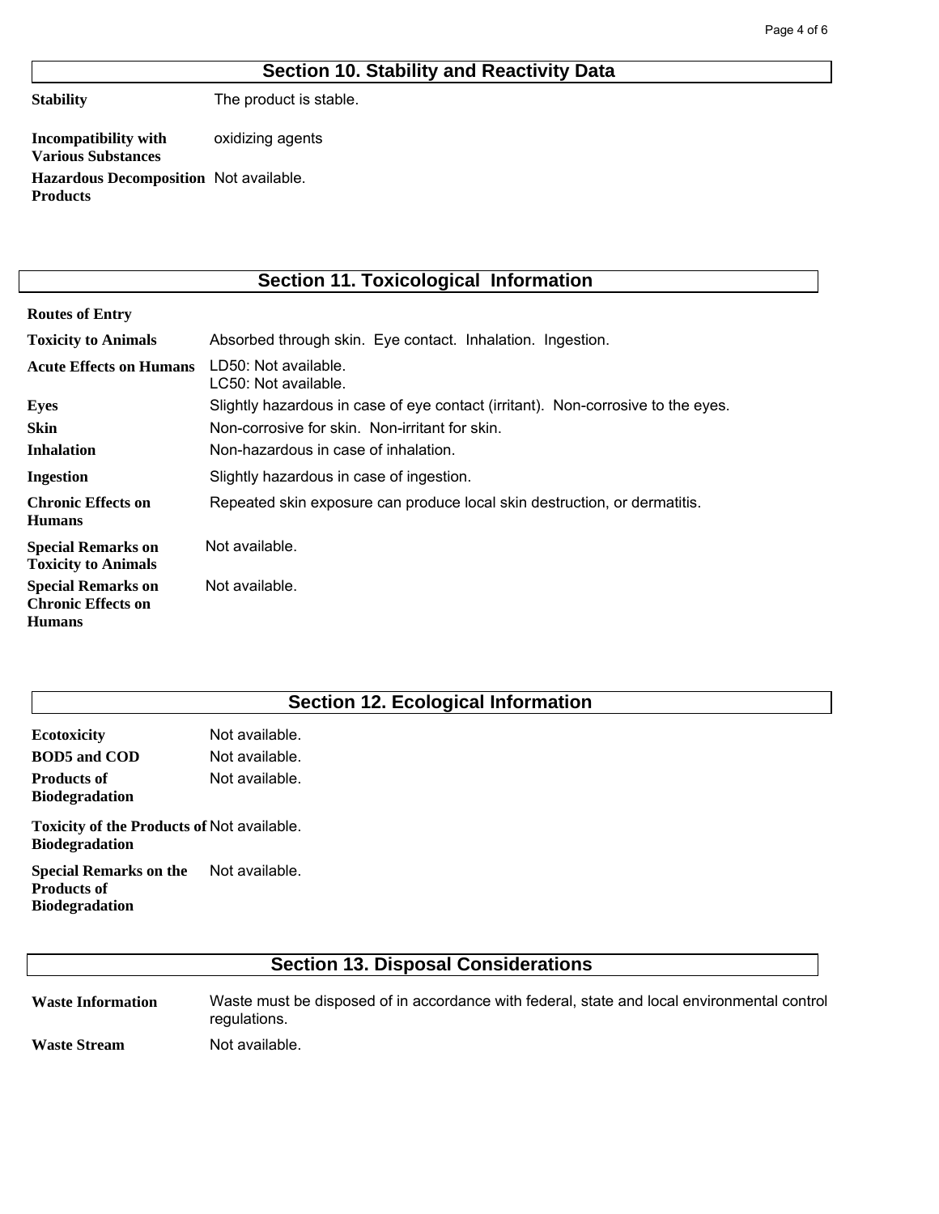## Section 10. Stability and Reactivity Data

| | |
|---|---|
| **Stability** | The product is stable. |
| **Incompatibility with Various Substances** | oxidizing agents |
| **Hazardous Decomposition Products** | Not available. |

## Section 11. Toxicological Information

| | |
|---|---|
| **Routes of Entry** | |
| **Toxicity to Animals** | Absorbed through skin. Eye contact. Inhalation. Ingestion. |
| **Acute Effects on Humans** | LD50: Not available.<br>LC50: Not available. |
| **Eyes** | Slightly hazardous in case of eye contact (irritant). Non-corrosive to the eyes. |
| **Skin** | Non-corrosive for skin. Non-irritant for skin. |
| **Inhalation** | Non-hazardous in case of inhalation. |
| **Ingestion** | Slightly hazardous in case of ingestion. |
| **Chronic Effects on Humans** | Repeated skin exposure can produce local skin destruction, or dermatitis. |
| **Special Remarks on Toxicity to Animals** | Not available. |
| **Special Remarks on Chronic Effects on Humans** | Not available. |

## Section 12. Ecological Information

| | |
|---|---|
| **Ecotoxicity** | Not available. |
| **BOD5 and COD** | Not available. |
| **Products of Biodegradation** | Not available. |
| **Toxicity of the Products of Biodegradation** | Not available. |
| **Special Remarks on the Products of Biodegradation** | Not available. |

## Section 13. Disposal Considerations

| | |
|---|---|
| **Waste Information** | Waste must be disposed of in accordance with federal, state and local environmental control regulations. |
| **Waste Stream** | Not available. |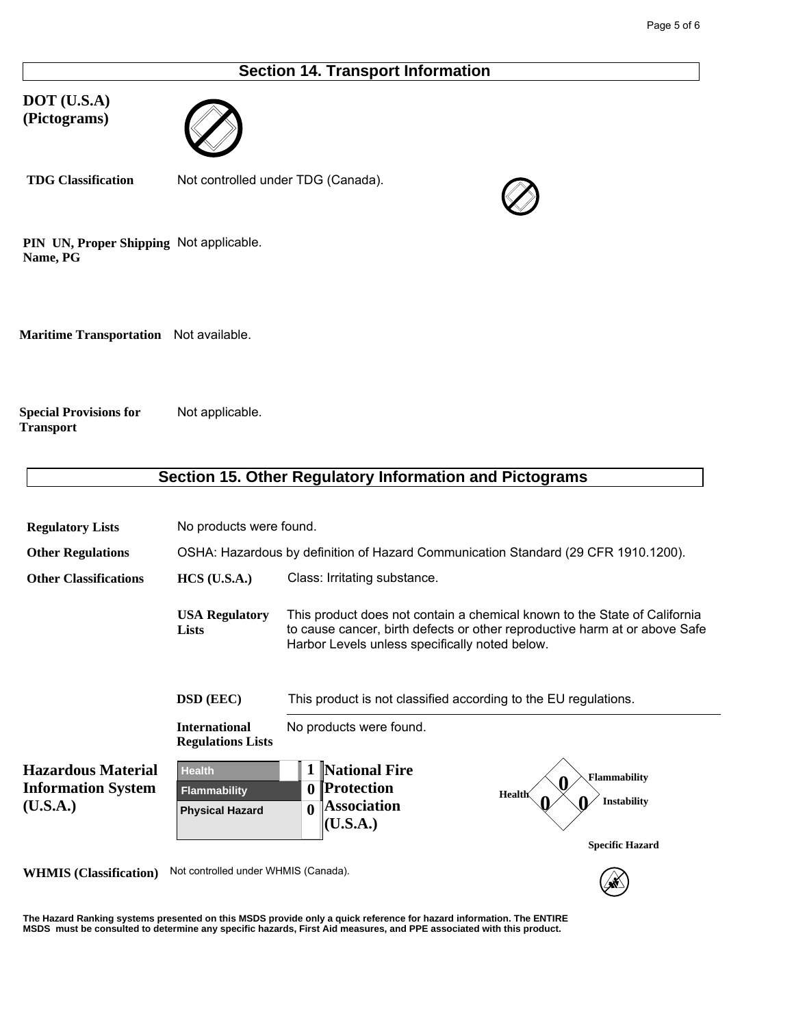## Section 14. Transport Information

**DOT (U.S.A) (Pictograms)**

**TDG Classification** Not controlled under TDG (Canada).

**PIN UN, Proper Shipping Name, PG** Not applicable.

**Maritime Transportation** Not available.

**Special Provisions for Transport** Not applicable.

## Section 15. Other Regulatory Information and Pictograms

**Regulatory Lists** No products were found.

**Other Regulations** OSHA: Hazardous by definition of Hazard Communication Standard (29 CFR 1910.1200).

**Other Classifications**

**HCS (U.S.A.)** Class: Irritating substance.

**USA Regulatory Lists** This product does not contain a chemical known to the State of California to cause cancer, birth defects or other reproductive harm at or above Safe Harbor Levels unless specifically noted below.

**DSD (EEC)** This product is not classified according to the EU regulations.

**International Regulations Lists** No products were found.

**Hazardous Material Information System (U.S.A.)**

| | |
|---|---|
| Health | 1 |
| Flammability | 0 |
| Physical Hazard | 0 |

**National Fire Protection Association (U.S.A.)**

| | |
|---|---|
| Flammability | 0 |
| Health | 0 |
| Instability | 0 |
| Specific Hazard | |

**WHMIS (Classification)** Not controlled under WHMIS (Canada).

**The Hazard Ranking systems presented on this MSDS provide only a quick reference for hazard information. The ENTIRE MSDS must be consulted to determine any specific hazards, First Aid measures, and PPE associated with this product.**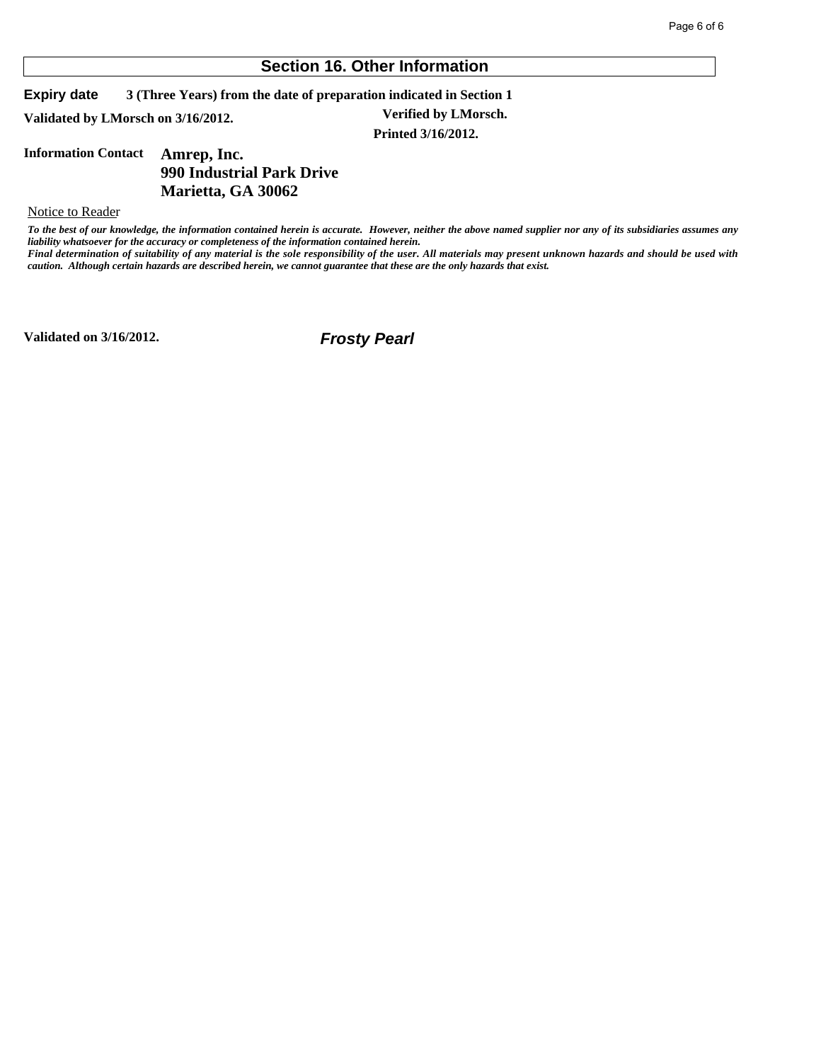## Section 16. Other Information

**Expiry date** **3 (Three Years) from the date of preparation indicated in Section 1**

**Validated by LMorsch on 3/16/2012.**

**Verified by LMorsch.**

**Printed 3/16/2012.**

**Information Contact** **Amrep, Inc.**
**990 Industrial Park Drive**
**Marietta, GA 30062**

Notice to Reader

***To the best of our knowledge, the information contained herein is accurate. However, neither the above named supplier nor any of its subsidiaries assumes any liability whatsoever for the accuracy or completeness of the information contained herein.***
***Final determination of suitability of any material is the sole responsibility of the user. All materials may present unknown hazards and should be used with caution. Although certain hazards are described herein, we cannot guarantee that these are the only hazards that exist.***

**Validated on 3/16/2012.** ***Frosty Pearl***